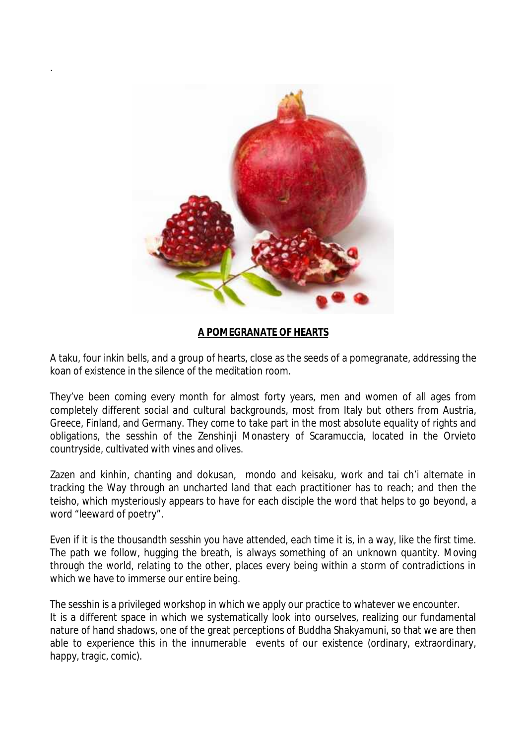**A POMEGRANATE OF HEARTS**

A taku, four inkin bells, and a group of hearts, close as the seeds of a pomegranate, addressing the koan of existence in the silence of the meditation room.

They've been coming every month for almost forty years, men and women of all ages from completely different social and cultural backgrounds, most from Italy but others from Austria, Greece, Finland, and Germany. They come to take part in the most absolute equality of rights and obligations, the sesshin of the Zenshinji Monastery of Scaramuccia, located in the Orvieto countryside, cultivated with vines and olives.

Zazen and kinhin, chanting and dokusan, mondo and keisaku, work and tai ch'i alternate in tracking the Way through an uncharted land that each practitioner has to reach; and then the teisho, which mysteriously appears to have for each disciple the word that helps to go beyond, a word "leeward of poetry".

Even if it is the thousandth sesshin you have attended, each time it is, in a way, like the first time. The path we follow, hugging the breath, is always something of an unknown quantity. Moving through the world, relating to the other, places every being within a storm of contradictions in which we have to immerse our entire being.

The sesshin is a privileged workshop in which we apply our practice to whatever we encounter.
It is a different space in which we systematically look into ourselves, realizing our fundamental nature of hand shadows, one of the great perceptions of Buddha Shakyamuni, so that we are then able to experience this in the innumerable events of our existence (ordinary, extraordinary, happy, tragic, comic).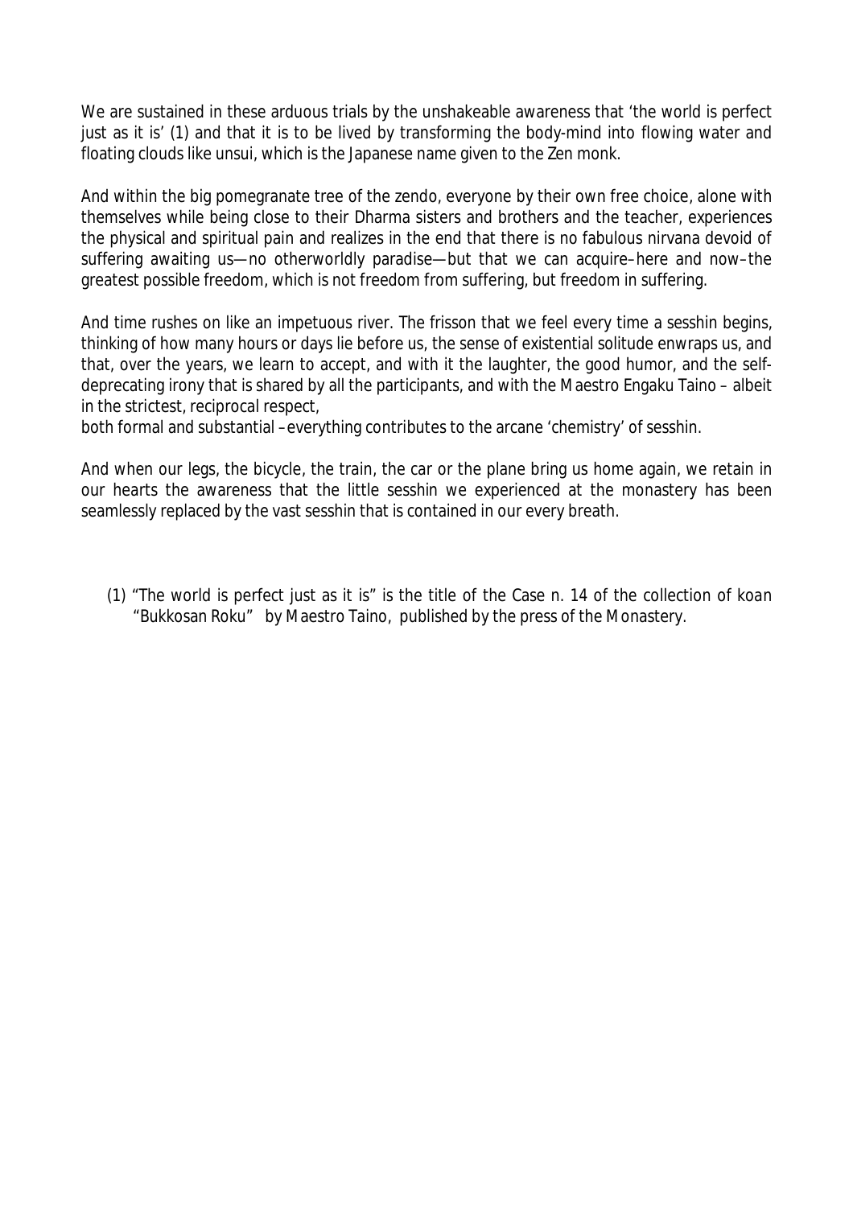We are sustained in these arduous trials by the unshakeable awareness that 'the world is perfect just as it is' (1) and that it is to be lived by transforming the body-mind into flowing water and floating clouds like unsui, which is the Japanese name given to the Zen monk.

And within the big pomegranate tree of the zendo, everyone by their own free choice, alone with themselves while being close to their Dharma sisters and brothers and the teacher, experiences the physical and spiritual pain and realizes in the end that there is no fabulous nirvana devoid of suffering awaiting us—no otherworldly paradise—but that we can acquire–here and now–the greatest possible freedom, which is not freedom from suffering, but freedom in suffering.

And time rushes on like an impetuous river. The frisson that we feel every time a sesshin begins, thinking of how many hours or days lie before us, the sense of existential solitude enwraps us, and that, over the years, we learn to accept, and with it the laughter, the good humor, and the self-deprecating irony that is shared by all the participants, and with the Maestro Engaku Taino – albeit in the strictest, reciprocal respect,
both formal and substantial –everything contributes to the arcane 'chemistry' of sesshin.

And when our legs, the bicycle, the train, the car or the plane bring us home again, we retain in our hearts the awareness that the little sesshin we experienced at the monastery has been seamlessly replaced by the vast sesshin that is contained in our every breath.

(1) "The world is perfect just as it is" is the title of the Case n. 14 of the collection of koan "Bukkosan Roku" by Maestro Taino, published by the press of the Monastery.